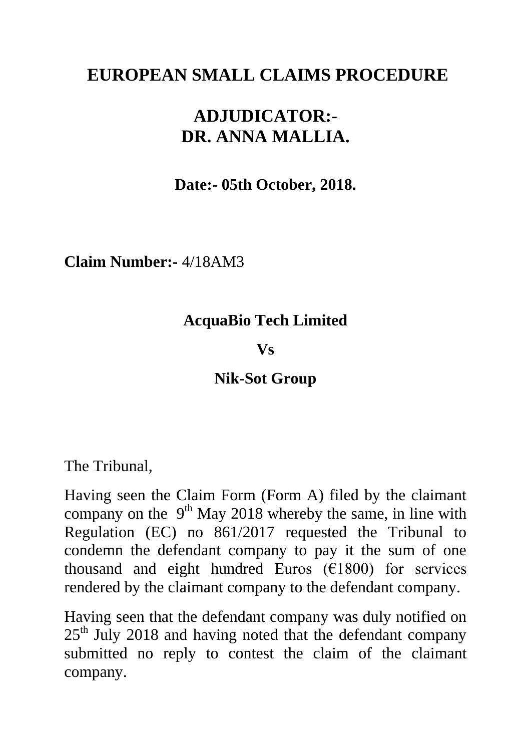# EUROPEAN SMALL CLAIMS PROCEDURE

## ADJUDICATOR:-
## DR. ANNA MALLIA.

**Date:- 05th October, 2018.**

**Claim Number:-** 4/18AM3

**AcquaBio Tech Limited**

**Vs**

**Nik-Sot Group**

The Tribunal,

Having seen the Claim Form (Form A) filed by the claimant company on the 9th May 2018 whereby the same, in line with Regulation (EC) no 861/2017 requested the Tribunal to condemn the defendant company to pay it the sum of one thousand and eight hundred Euros (€1800) for services rendered by the claimant company to the defendant company.

Having seen that the defendant company was duly notified on 25th July 2018 and having noted that the defendant company submitted no reply to contest the claim of the claimant company.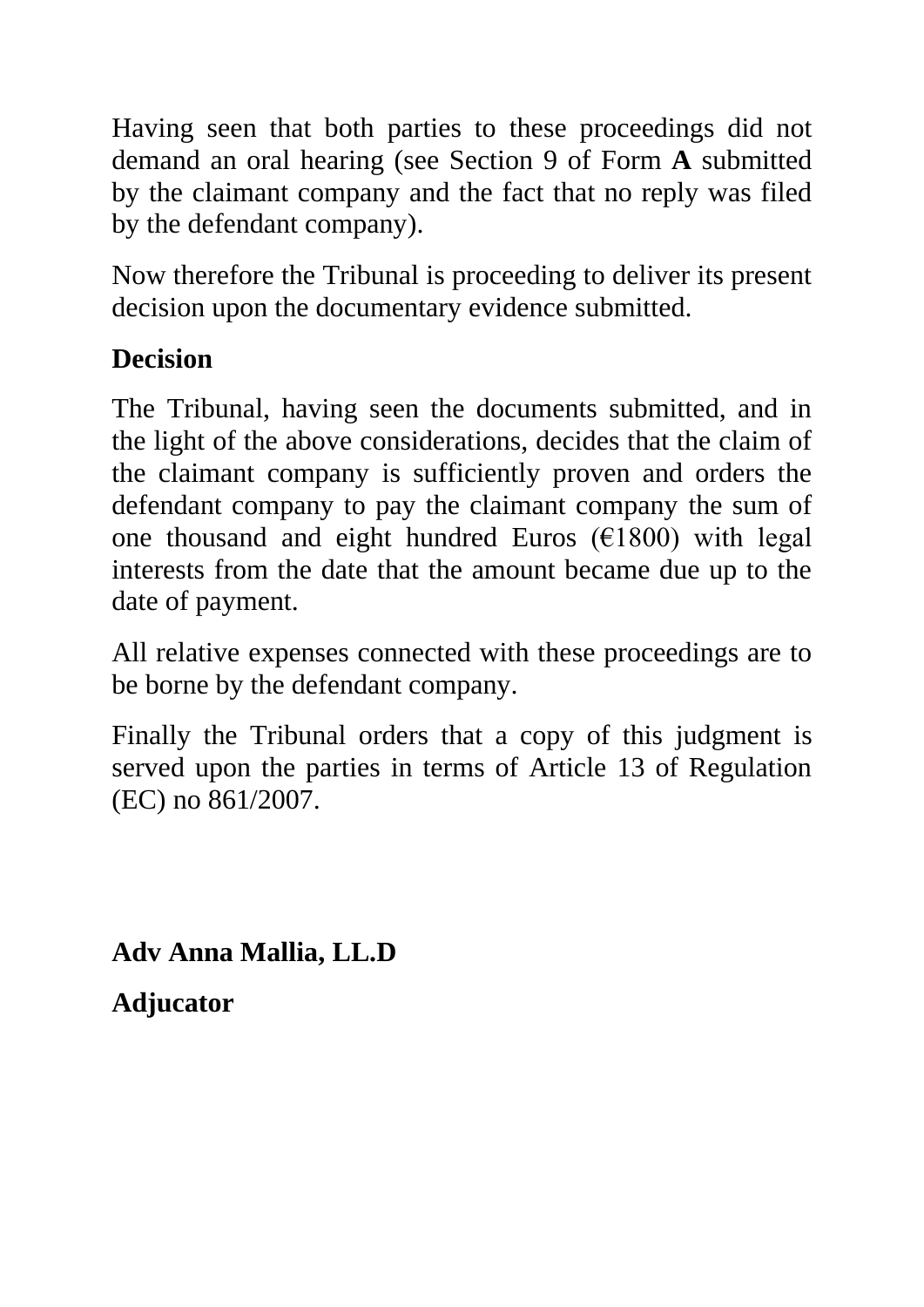Having seen that both parties to these proceedings did not demand an oral hearing (see Section 9 of Form **A** submitted by the claimant company and the fact that no reply was filed by the defendant company).

Now therefore the Tribunal is proceeding to deliver its present decision upon the documentary evidence submitted.

**Decision**

The Tribunal, having seen the documents submitted, and in the light of the above considerations, decides that the claim of the claimant company is sufficiently proven and orders the defendant company to pay the claimant company the sum of one thousand and eight hundred Euros (€1800) with legal interests from the date that the amount became due up to the date of payment.

All relative expenses connected with these proceedings are to be borne by the defendant company.

Finally the Tribunal orders that a copy of this judgment is served upon the parties in terms of Article 13 of Regulation (EC) no 861/2007.

**Adv Anna Mallia, LL.D**

**Adjucator**